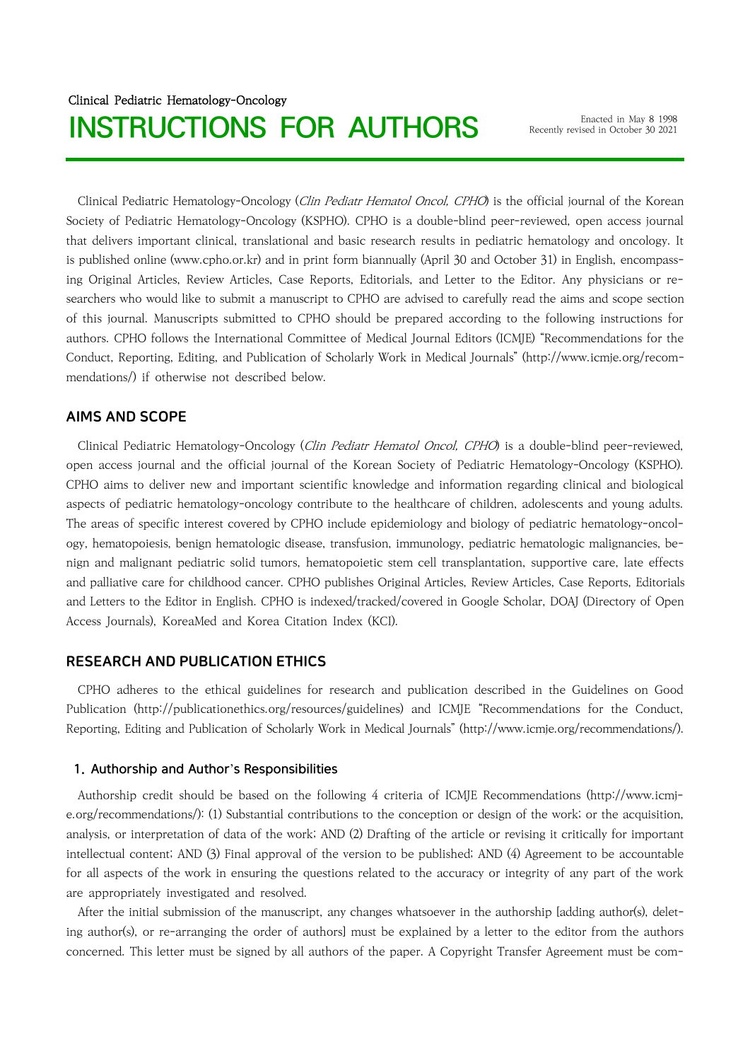Clinical Pediatric Hematology-Oncology

# INSTRUCTIONS FOR AUTHORS

Enacted in May 8 1998
Recently revised in October 30 2021

Clinical Pediatric Hematology-Oncology (*Clin Pediatr Hematol Oncol, CPHO*) is the official journal of the Korean Society of Pediatric Hematology-Oncology (KSPHO). CPHO is a double-blind peer-reviewed, open access journal that delivers important clinical, translational and basic research results in pediatric hematology and oncology. It is published online (www.cpho.or.kr) and in print form biannually (April 30 and October 31) in English, encompassing Original Articles, Review Articles, Case Reports, Editorials, and Letter to the Editor. Any physicians or researchers who would like to submit a manuscript to CPHO are advised to carefully read the aims and scope section of this journal. Manuscripts submitted to CPHO should be prepared according to the following instructions for authors. CPHO follows the International Committee of Medical Journal Editors (ICMJE) "Recommendations for the Conduct, Reporting, Editing, and Publication of Scholarly Work in Medical Journals" (http://www.icmje.org/recommendations/) if otherwise not described below.

## AIMS AND SCOPE

Clinical Pediatric Hematology-Oncology (*Clin Pediatr Hematol Oncol, CPHO*) is a double-blind peer-reviewed, open access journal and the official journal of the Korean Society of Pediatric Hematology-Oncology (KSPHO). CPHO aims to deliver new and important scientific knowledge and information regarding clinical and biological aspects of pediatric hematology-oncology contribute to the healthcare of children, adolescents and young adults. The areas of specific interest covered by CPHO include epidemiology and biology of pediatric hematology-oncology, hematopoiesis, benign hematologic disease, transfusion, immunology, pediatric hematologic malignancies, benign and malignant pediatric solid tumors, hematopoietic stem cell transplantation, supportive care, late effects and palliative care for childhood cancer. CPHO publishes Original Articles, Review Articles, Case Reports, Editorials and Letters to the Editor in English. CPHO is indexed/tracked/covered in Google Scholar, DOAJ (Directory of Open Access Journals), KoreaMed and Korea Citation Index (KCI).

## RESEARCH AND PUBLICATION ETHICS

CPHO adheres to the ethical guidelines for research and publication described in the Guidelines on Good Publication (http://publicationethics.org/resources/guidelines) and ICMJE "Recommendations for the Conduct, Reporting, Editing and Publication of Scholarly Work in Medical Journals" (http://www.icmje.org/recommendations/).

### 1. Authorship and Author's Responsibilities

Authorship credit should be based on the following 4 criteria of ICMJE Recommendations (http://www.icmje.org/recommendations/): (1) Substantial contributions to the conception or design of the work; or the acquisition, analysis, or interpretation of data of the work; AND (2) Drafting of the article or revising it critically for important intellectual content; AND (3) Final approval of the version to be published; AND (4) Agreement to be accountable for all aspects of the work in ensuring the questions related to the accuracy or integrity of any part of the work are appropriately investigated and resolved.

After the initial submission of the manuscript, any changes whatsoever in the authorship [adding author(s), deleting author(s), or re-arranging the order of authors] must be explained by a letter to the editor from the authors concerned. This letter must be signed by all authors of the paper. A Copyright Transfer Agreement must be com-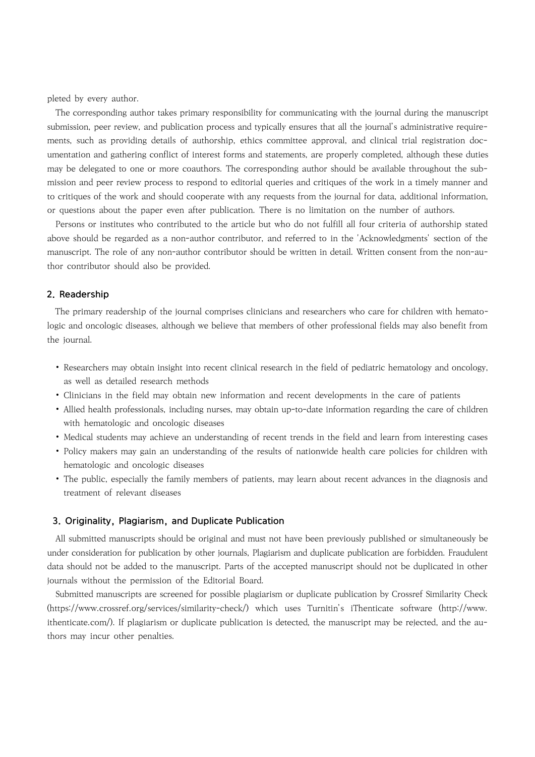pleted by every author.

The corresponding author takes primary responsibility for communicating with the journal during the manuscript submission, peer review, and publication process and typically ensures that all the journal's administrative requirements, such as providing details of authorship, ethics committee approval, and clinical trial registration documentation and gathering conflict of interest forms and statements, are properly completed, although these duties may be delegated to one or more coauthors. The corresponding author should be available throughout the submission and peer review process to respond to editorial queries and critiques of the work in a timely manner and to critiques of the work and should cooperate with any requests from the journal for data, additional information, or questions about the paper even after publication. There is no limitation on the number of authors.

Persons or institutes who contributed to the article but who do not fulfill all four criteria of authorship stated above should be regarded as a non-author contributor, and referred to in the 'Acknowledgments' section of the manuscript. The role of any non-author contributor should be written in detail. Written consent from the non-author contributor should also be provided.

## 2. Readership

The primary readership of the journal comprises clinicians and researchers who care for children with hematologic and oncologic diseases, although we believe that members of other professional fields may also benefit from the journal.

- Researchers may obtain insight into recent clinical research in the field of pediatric hematology and oncology, as well as detailed research methods
- Clinicians in the field may obtain new information and recent developments in the care of patients
- Allied health professionals, including nurses, may obtain up-to-date information regarding the care of children with hematologic and oncologic diseases
- Medical students may achieve an understanding of recent trends in the field and learn from interesting cases
- Policy makers may gain an understanding of the results of nationwide health care policies for children with hematologic and oncologic diseases
- The public, especially the family members of patients, may learn about recent advances in the diagnosis and treatment of relevant diseases

## 3. Originality, Plagiarism, and Duplicate Publication

All submitted manuscripts should be original and must not have been previously published or simultaneously be under consideration for publication by other journals, Plagiarism and duplicate publication are forbidden. Fraudulent data should not be added to the manuscript. Parts of the accepted manuscript should not be duplicated in other journals without the permission of the Editorial Board.

Submitted manuscripts are screened for possible plagiarism or duplicate publication by Crossref Similarity Check (https://www.crossref.org/services/similarity-check/) which uses Turnitin's iThenticate software (http://www.ithenticate.com/). If plagiarism or duplicate publication is detected, the manuscript may be rejected, and the authors may incur other penalties.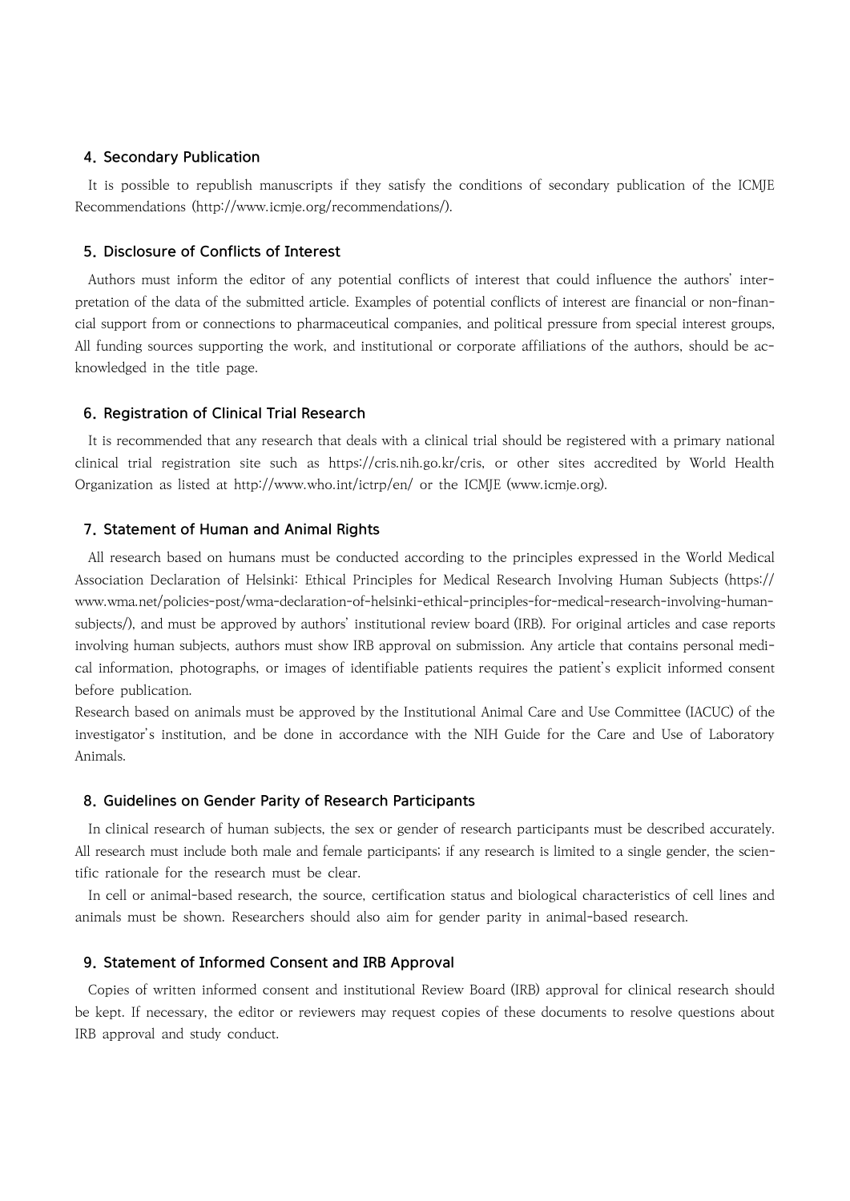## 4. Secondary Publication

It is possible to republish manuscripts if they satisfy the conditions of secondary publication of the ICMJE Recommendations (http://www.icmje.org/recommendations/).

## 5. Disclosure of Conflicts of Interest

Authors must inform the editor of any potential conflicts of interest that could influence the authors' interpretation of the data of the submitted article. Examples of potential conflicts of interest are financial or non-financial support from or connections to pharmaceutical companies, and political pressure from special interest groups, All funding sources supporting the work, and institutional or corporate affiliations of the authors, should be acknowledged in the title page.

## 6. Registration of Clinical Trial Research

It is recommended that any research that deals with a clinical trial should be registered with a primary national clinical trial registration site such as https://cris.nih.go.kr/cris, or other sites accredited by World Health Organization as listed at http://www.who.int/ictrp/en/ or the ICMJE (www.icmje.org).

## 7. Statement of Human and Animal Rights

All research based on humans must be conducted according to the principles expressed in the World Medical Association Declaration of Helsinki: Ethical Principles for Medical Research Involving Human Subjects (https://www.wma.net/policies-post/wma-declaration-of-helsinki-ethical-principles-for-medical-research-involving-human-subjects/), and must be approved by authors' institutional review board (IRB). For original articles and case reports involving human subjects, authors must show IRB approval on submission. Any article that contains personal medical information, photographs, or images of identifiable patients requires the patient's explicit informed consent before publication.

Research based on animals must be approved by the Institutional Animal Care and Use Committee (IACUC) of the investigator's institution, and be done in accordance with the NIH Guide for the Care and Use of Laboratory Animals.

## 8. Guidelines on Gender Parity of Research Participants

In clinical research of human subjects, the sex or gender of research participants must be described accurately. All research must include both male and female participants; if any research is limited to a single gender, the scientific rationale for the research must be clear.

In cell or animal-based research, the source, certification status and biological characteristics of cell lines and animals must be shown. Researchers should also aim for gender parity in animal-based research.

## 9. Statement of Informed Consent and IRB Approval

Copies of written informed consent and institutional Review Board (IRB) approval for clinical research should be kept. If necessary, the editor or reviewers may request copies of these documents to resolve questions about IRB approval and study conduct.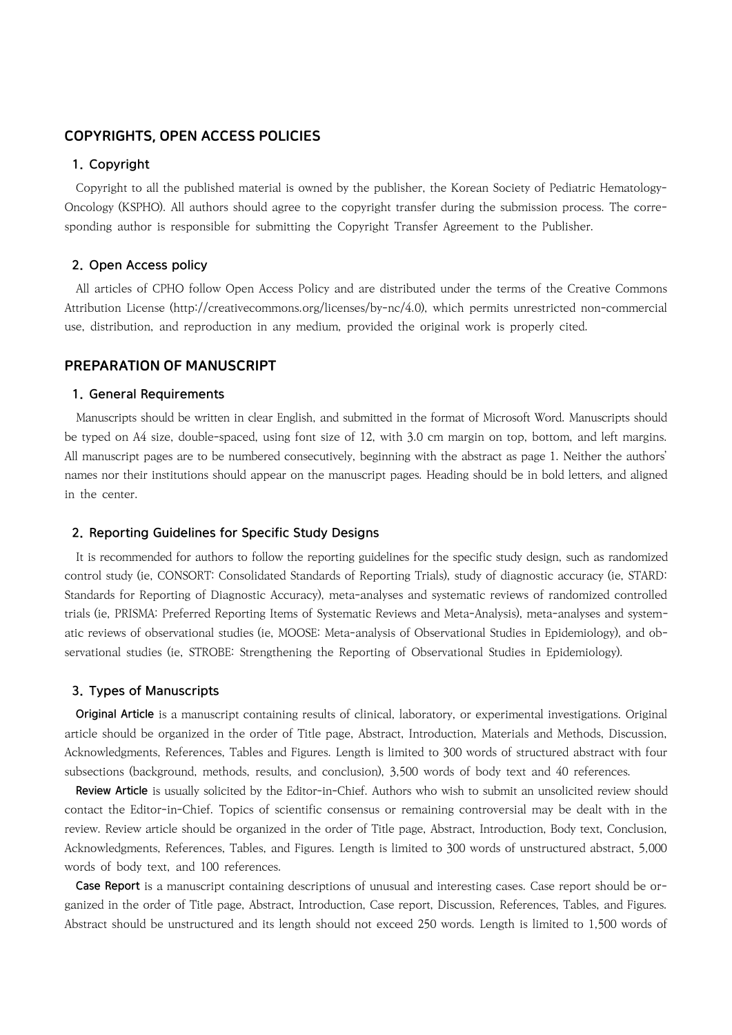## COPYRIGHTS, OPEN ACCESS POLICIES

### 1. Copyright

Copyright to all the published material is owned by the publisher, the Korean Society of Pediatric Hematology-Oncology (KSPHO). All authors should agree to the copyright transfer during the submission process. The corresponding author is responsible for submitting the Copyright Transfer Agreement to the Publisher.

### 2. Open Access policy

All articles of CPHO follow Open Access Policy and are distributed under the terms of the Creative Commons Attribution License (http://creativecommons.org/licenses/by-nc/4.0), which permits unrestricted non-commercial use, distribution, and reproduction in any medium, provided the original work is properly cited.

## PREPARATION OF MANUSCRIPT

### 1. General Requirements

Manuscripts should be written in clear English, and submitted in the format of Microsoft Word. Manuscripts should be typed on A4 size, double-spaced, using font size of 12, with 3.0 cm margin on top, bottom, and left margins. All manuscript pages are to be numbered consecutively, beginning with the abstract as page 1. Neither the authors' names nor their institutions should appear on the manuscript pages. Heading should be in bold letters, and aligned in the center.

### 2. Reporting Guidelines for Specific Study Designs

It is recommended for authors to follow the reporting guidelines for the specific study design, such as randomized control study (ie, CONSORT: Consolidated Standards of Reporting Trials), study of diagnostic accuracy (ie, STARD: Standards for Reporting of Diagnostic Accuracy), meta-analyses and systematic reviews of randomized controlled trials (ie, PRISMA: Preferred Reporting Items of Systematic Reviews and Meta-Analysis), meta-analyses and systematic reviews of observational studies (ie, MOOSE: Meta-analysis of Observational Studies in Epidemiology), and observational studies (ie, STROBE: Strengthening the Reporting of Observational Studies in Epidemiology).

### 3. Types of Manuscripts

**Original Article** is a manuscript containing results of clinical, laboratory, or experimental investigations. Original article should be organized in the order of Title page, Abstract, Introduction, Materials and Methods, Discussion, Acknowledgments, References, Tables and Figures. Length is limited to 300 words of structured abstract with four subsections (background, methods, results, and conclusion), 3,500 words of body text and 40 references.

**Review Article** is usually solicited by the Editor-in-Chief. Authors who wish to submit an unsolicited review should contact the Editor-in-Chief. Topics of scientific consensus or remaining controversial may be dealt with in the review. Review article should be organized in the order of Title page, Abstract, Introduction, Body text, Conclusion, Acknowledgments, References, Tables, and Figures. Length is limited to 300 words of unstructured abstract, 5,000 words of body text, and 100 references.

**Case Report** is a manuscript containing descriptions of unusual and interesting cases. Case report should be organized in the order of Title page, Abstract, Introduction, Case report, Discussion, References, Tables, and Figures. Abstract should be unstructured and its length should not exceed 250 words. Length is limited to 1,500 words of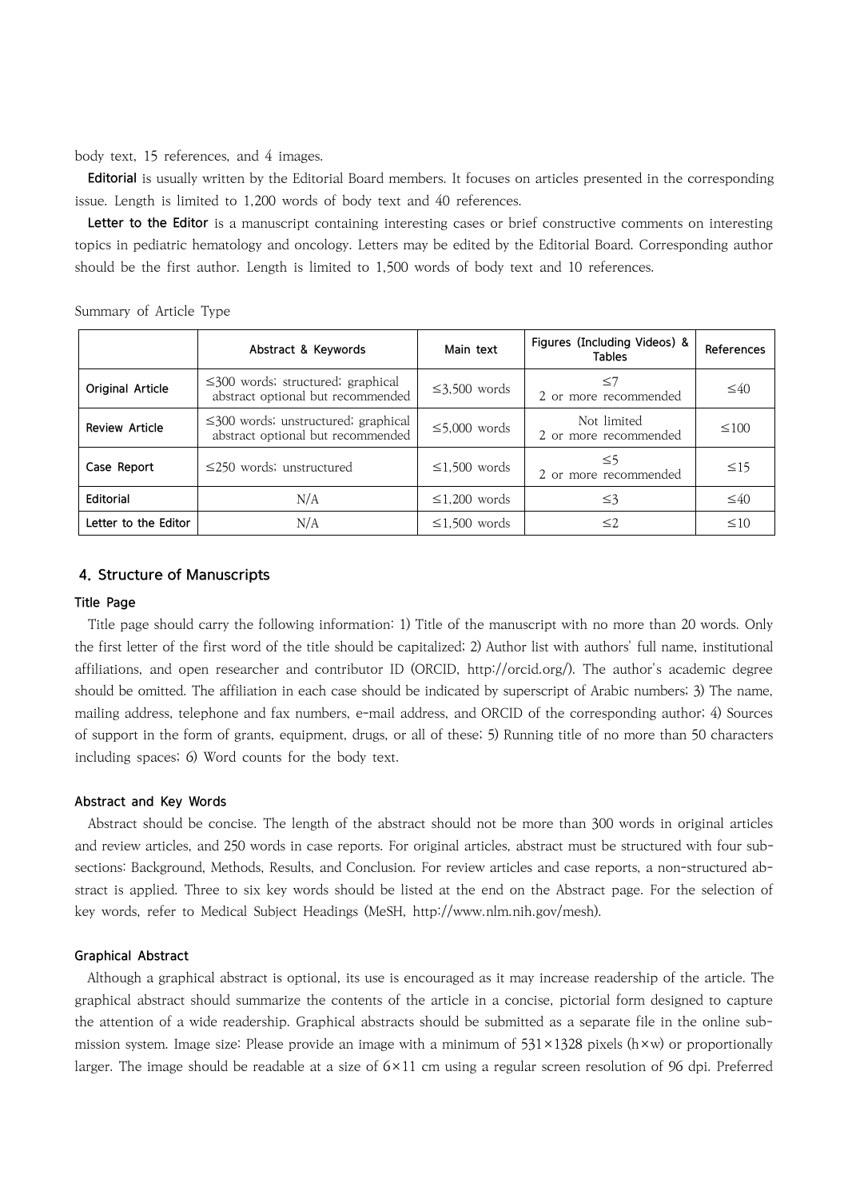body text, 15 references, and 4 images.

**Editorial** is usually written by the Editorial Board members. It focuses on articles presented in the corresponding issue. Length is limited to 1,200 words of body text and 40 references.

**Letter to the Editor** is a manuscript containing interesting cases or brief constructive comments on interesting topics in pediatric hematology and oncology. Letters may be edited by the Editorial Board. Corresponding author should be the first author. Length is limited to 1,500 words of body text and 10 references.

Summary of Article Type

| | Abstract & Keywords | Main text | Figures (Including Videos) & Tables | References |
|---|---|---|---|---|
| Original Article | ≤300 words; structured; graphical abstract optional but recommended | ≤3,500 words | ≤7<br>2 or more recommended | ≤40 |
| Review Article | ≤300 words; unstructured; graphical abstract optional but recommended | ≤5,000 words | Not limited<br>2 or more recommended | ≤100 |
| Case Report | ≤250 words; unstructured | ≤1,500 words | ≤5<br>2 or more recommended | ≤15 |
| Editorial | N/A | ≤1,200 words | ≤3 | ≤40 |
| Letter to the Editor | N/A | ≤1,500 words | ≤2 | ≤10 |

## 4. Structure of Manuscripts

### Title Page

Title page should carry the following information: 1) Title of the manuscript with no more than 20 words. Only the first letter of the first word of the title should be capitalized; 2) Author list with authors' full name, institutional affiliations, and open researcher and contributor ID (ORCID, http://orcid.org/). The author's academic degree should be omitted. The affiliation in each case should be indicated by superscript of Arabic numbers; 3) The name, mailing address, telephone and fax numbers, e-mail address, and ORCID of the corresponding author; 4) Sources of support in the form of grants, equipment, drugs, or all of these; 5) Running title of no more than 50 characters including spaces; 6) Word counts for the body text.

### Abstract and Key Words

Abstract should be concise. The length of the abstract should not be more than 300 words in original articles and review articles, and 250 words in case reports. For original articles, abstract must be structured with four sub-sections: Background, Methods, Results, and Conclusion. For review articles and case reports, a non-structured abstract is applied. Three to six key words should be listed at the end on the Abstract page. For the selection of key words, refer to Medical Subject Headings (MeSH, http://www.nlm.nih.gov/mesh).

### Graphical Abstract

Although a graphical abstract is optional, its use is encouraged as it may increase readership of the article. The graphical abstract should summarize the contents of the article in a concise, pictorial form designed to capture the attention of a wide readership. Graphical abstracts should be submitted as a separate file in the online submission system. Image size: Please provide an image with a minimum of 531×1328 pixels (h×w) or proportionally larger. The image should be readable at a size of 6×11 cm using a regular screen resolution of 96 dpi. Preferred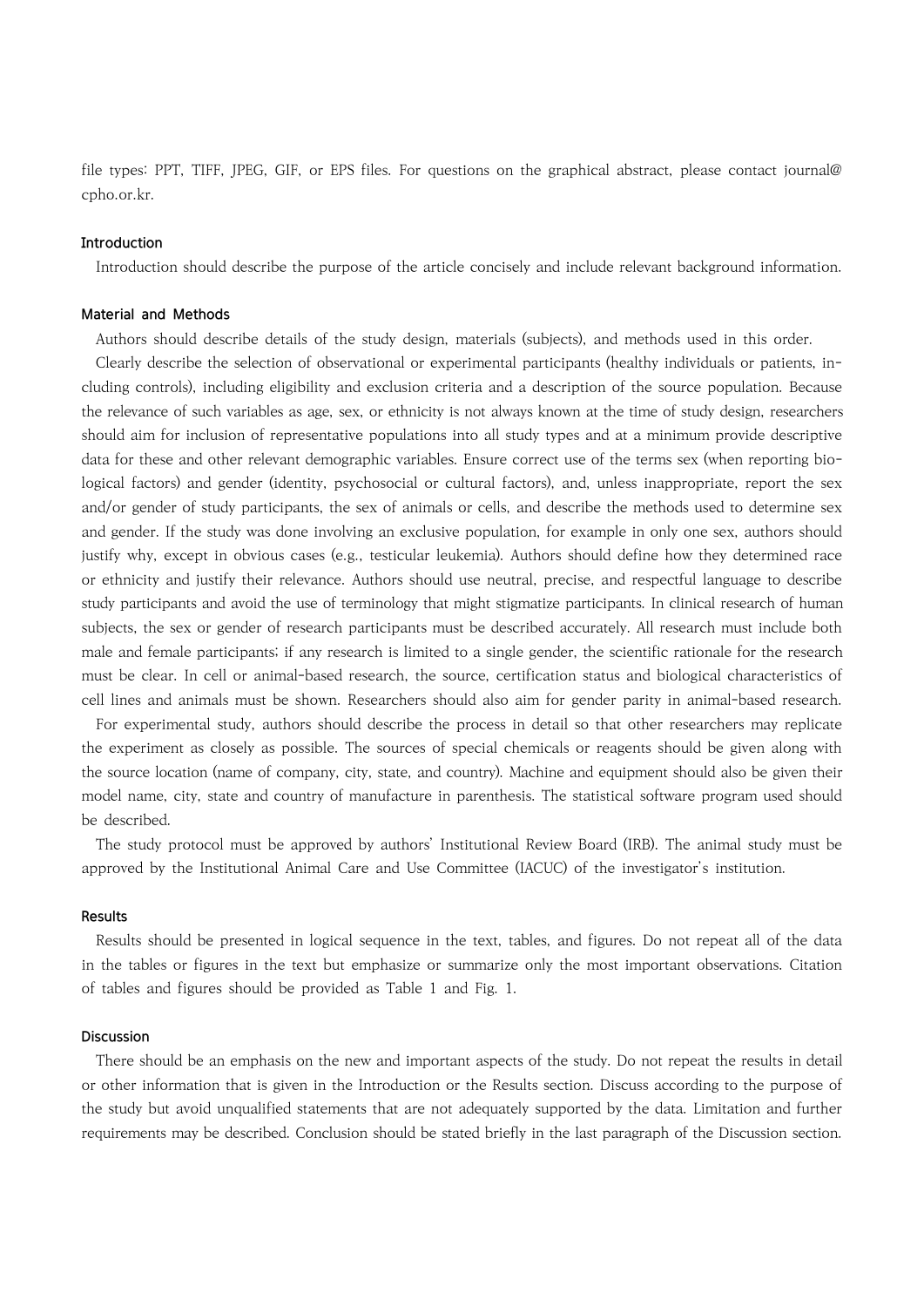file types: PPT, TIFF, JPEG, GIF, or EPS files. For questions on the graphical abstract, please contact journal@cpho.or.kr.

### Introduction

Introduction should describe the purpose of the article concisely and include relevant background information.

### Material and Methods

Authors should describe details of the study design, materials (subjects), and methods used in this order.

Clearly describe the selection of observational or experimental participants (healthy individuals or patients, including controls), including eligibility and exclusion criteria and a description of the source population. Because the relevance of such variables as age, sex, or ethnicity is not always known at the time of study design, researchers should aim for inclusion of representative populations into all study types and at a minimum provide descriptive data for these and other relevant demographic variables. Ensure correct use of the terms sex (when reporting biological factors) and gender (identity, psychosocial or cultural factors), and, unless inappropriate, report the sex and/or gender of study participants, the sex of animals or cells, and describe the methods used to determine sex and gender. If the study was done involving an exclusive population, for example in only one sex, authors should justify why, except in obvious cases (e.g., testicular leukemia). Authors should define how they determined race or ethnicity and justify their relevance. Authors should use neutral, precise, and respectful language to describe study participants and avoid the use of terminology that might stigmatize participants. In clinical research of human subjects, the sex or gender of research participants must be described accurately. All research must include both male and female participants; if any research is limited to a single gender, the scientific rationale for the research must be clear. In cell or animal-based research, the source, certification status and biological characteristics of cell lines and animals must be shown. Researchers should also aim for gender parity in animal-based research.

For experimental study, authors should describe the process in detail so that other researchers may replicate the experiment as closely as possible. The sources of special chemicals or reagents should be given along with the source location (name of company, city, state, and country). Machine and equipment should also be given their model name, city, state and country of manufacture in parenthesis. The statistical software program used should be described.

The study protocol must be approved by authors' Institutional Review Board (IRB). The animal study must be approved by the Institutional Animal Care and Use Committee (IACUC) of the investigator's institution.

### Results

Results should be presented in logical sequence in the text, tables, and figures. Do not repeat all of the data in the tables or figures in the text but emphasize or summarize only the most important observations. Citation of tables and figures should be provided as Table 1 and Fig. 1.

### Discussion

There should be an emphasis on the new and important aspects of the study. Do not repeat the results in detail or other information that is given in the Introduction or the Results section. Discuss according to the purpose of the study but avoid unqualified statements that are not adequately supported by the data. Limitation and further requirements may be described. Conclusion should be stated briefly in the last paragraph of the Discussion section.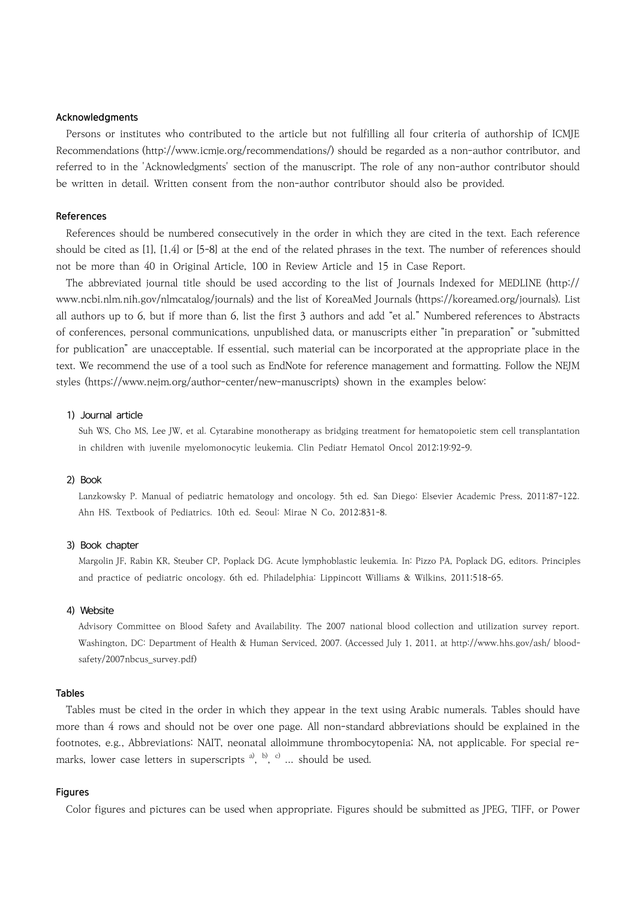### Acknowledgments

Persons or institutes who contributed to the article but not fulfilling all four criteria of authorship of ICMJE Recommendations (http://www.icmje.org/recommendations/) should be regarded as a non-author contributor, and referred to in the 'Acknowledgments' section of the manuscript. The role of any non-author contributor should be written in detail. Written consent from the non-author contributor should also be provided.

### References

References should be numbered consecutively in the order in which they are cited in the text. Each reference should be cited as [1], [1,4] or [5-8] at the end of the related phrases in the text. The number of references should not be more than 40 in Original Article, 100 in Review Article and 15 in Case Report.

The abbreviated journal title should be used according to the list of Journals Indexed for MEDLINE (http://www.ncbi.nlm.nih.gov/nlmcatalog/journals) and the list of KoreaMed Journals (https://koreamed.org/journals). List all authors up to 6, but if more than 6, list the first 3 authors and add "et al." Numbered references to Abstracts of conferences, personal communications, unpublished data, or manuscripts either "in preparation" or "submitted for publication" are unacceptable. If essential, such material can be incorporated at the appropriate place in the text. We recommend the use of a tool such as EndNote for reference management and formatting. Follow the NEJM styles (https://www.nejm.org/author-center/new-manuscripts) shown in the examples below:

#### 1) Journal article

Suh WS, Cho MS, Lee JW, et al. Cytarabine monotherapy as bridging treatment for hematopoietic stem cell transplantation in children with juvenile myelomonocytic leukemia. Clin Pediatr Hematol Oncol 2012;19:92-9.

#### 2) Book

Lanzkowsky P. Manual of pediatric hematology and oncology. 5th ed. San Diego: Elsevier Academic Press, 2011:87-122. Ahn HS. Textbook of Pediatrics. 10th ed. Seoul: Mirae N Co, 2012:831-8.

#### 3) Book chapter

Margolin JF, Rabin KR, Steuber CP, Poplack DG. Acute lymphoblastic leukemia. In: Pizzo PA, Poplack DG, editors. Principles and practice of pediatric oncology. 6th ed. Philadelphia: Lippincott Williams & Wilkins, 2011:518-65.

#### 4) Website

Advisory Committee on Blood Safety and Availability. The 2007 national blood collection and utilization survey report. Washington, DC: Department of Health & Human Serviced, 2007. (Accessed July 1, 2011, at http://www.hhs.gov/ash/ blood-safety/2007nbcus_survey.pdf)

### Tables

Tables must be cited in the order in which they appear in the text using Arabic numerals. Tables should have more than 4 rows and should not be over one page. All non-standard abbreviations should be explained in the footnotes, e.g., Abbreviations: NAIT, neonatal alloimmune thrombocytopenia; NA, not applicable. For special remarks, lower case letters in superscripts [a)], [b)], [c)] ... should be used.

### Figures

Color figures and pictures can be used when appropriate. Figures should be submitted as JPEG, TIFF, or Power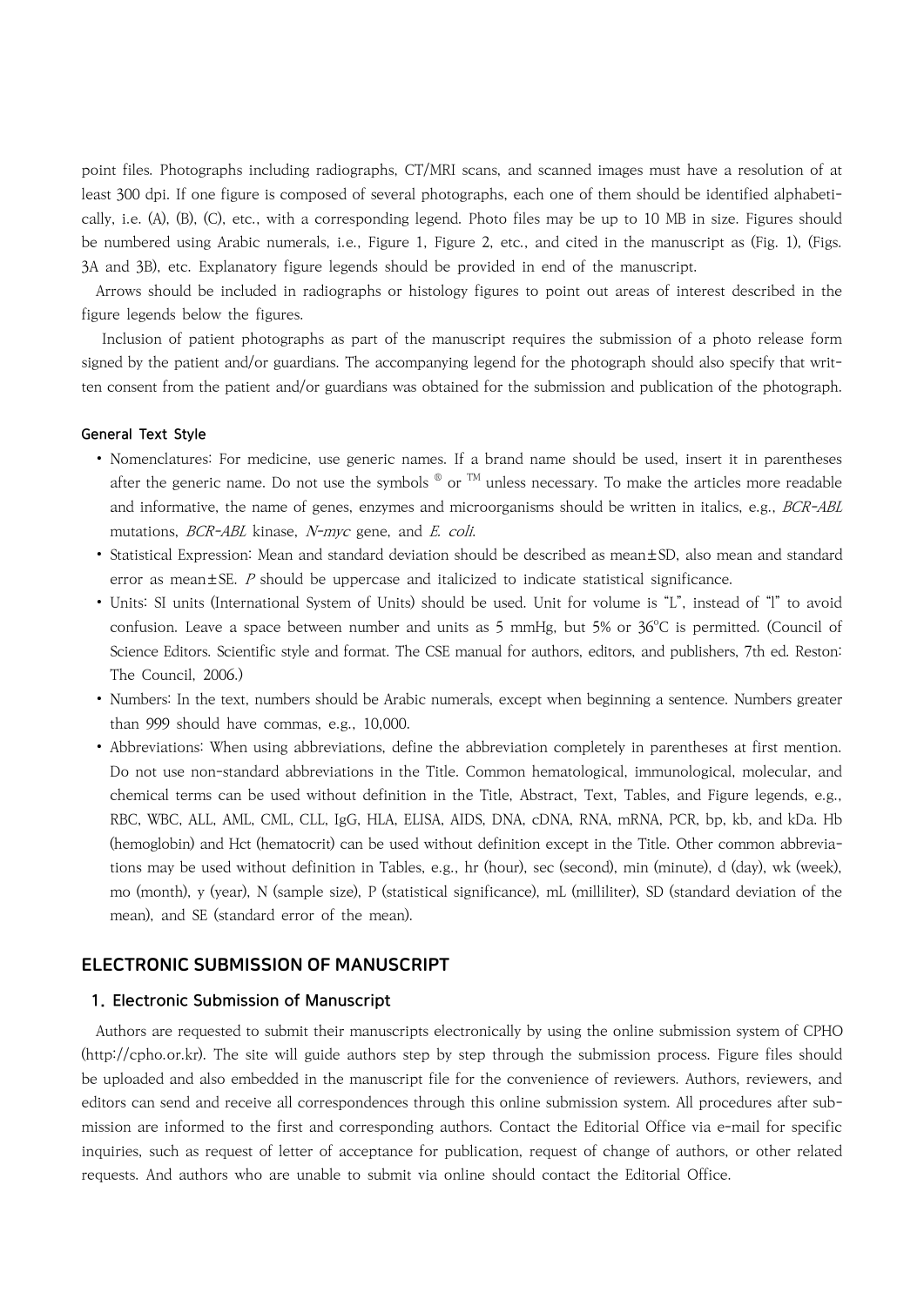point files. Photographs including radiographs, CT/MRI scans, and scanned images must have a resolution of at least 300 dpi. If one figure is composed of several photographs, each one of them should be identified alphabetically, i.e. (A), (B), (C), etc., with a corresponding legend. Photo files may be up to 10 MB in size. Figures should be numbered using Arabic numerals, i.e., Figure 1, Figure 2, etc., and cited in the manuscript as (Fig. 1), (Figs. 3A and 3B), etc. Explanatory figure legends should be provided in end of the manuscript.

Arrows should be included in radiographs or histology figures to point out areas of interest described in the figure legends below the figures.

Inclusion of patient photographs as part of the manuscript requires the submission of a photo release form signed by the patient and/or guardians. The accompanying legend for the photograph should also specify that written consent from the patient and/or guardians was obtained for the submission and publication of the photograph.

#### General Text Style

- Nomenclatures: For medicine, use generic names. If a brand name should be used, insert it in parentheses after the generic name. Do not use the symbols ® or ™ unless necessary. To make the articles more readable and informative, the name of genes, enzymes and microorganisms should be written in italics, e.g., *BCR-ABL* mutations, *BCR-ABL* kinase, *N-myc* gene, and *E. coli*.
- Statistical Expression: Mean and standard deviation should be described as mean±SD, also mean and standard error as mean±SE. *P* should be uppercase and italicized to indicate statistical significance.
- Units: SI units (International System of Units) should be used. Unit for volume is "L", instead of "l" to avoid confusion. Leave a space between number and units as 5 mmHg, but 5% or 36°C is permitted. (Council of Science Editors. Scientific style and format. The CSE manual for authors, editors, and publishers, 7th ed. Reston: The Council, 2006.)
- Numbers: In the text, numbers should be Arabic numerals, except when beginning a sentence. Numbers greater than 999 should have commas, e.g., 10,000.
- Abbreviations: When using abbreviations, define the abbreviation completely in parentheses at first mention. Do not use non-standard abbreviations in the Title. Common hematological, immunological, molecular, and chemical terms can be used without definition in the Title, Abstract, Text, Tables, and Figure legends, e.g., RBC, WBC, ALL, AML, CML, CLL, IgG, HLA, ELISA, AIDS, DNA, cDNA, RNA, mRNA, PCR, bp, kb, and kDa. Hb (hemoglobin) and Hct (hematocrit) can be used without definition except in the Title. Other common abbreviations may be used without definition in Tables, e.g., hr (hour), sec (second), min (minute), d (day), wk (week), mo (month), y (year), N (sample size), P (statistical significance), mL (milliliter), SD (standard deviation of the mean), and SE (standard error of the mean).

## ELECTRONIC SUBMISSION OF MANUSCRIPT

### 1. Electronic Submission of Manuscript

Authors are requested to submit their manuscripts electronically by using the online submission system of CPHO (http://cpho.or.kr). The site will guide authors step by step through the submission process. Figure files should be uploaded and also embedded in the manuscript file for the convenience of reviewers. Authors, reviewers, and editors can send and receive all correspondences through this online submission system. All procedures after submission are informed to the first and corresponding authors. Contact the Editorial Office via e-mail for specific inquiries, such as request of letter of acceptance for publication, request of change of authors, or other related requests. And authors who are unable to submit via online should contact the Editorial Office.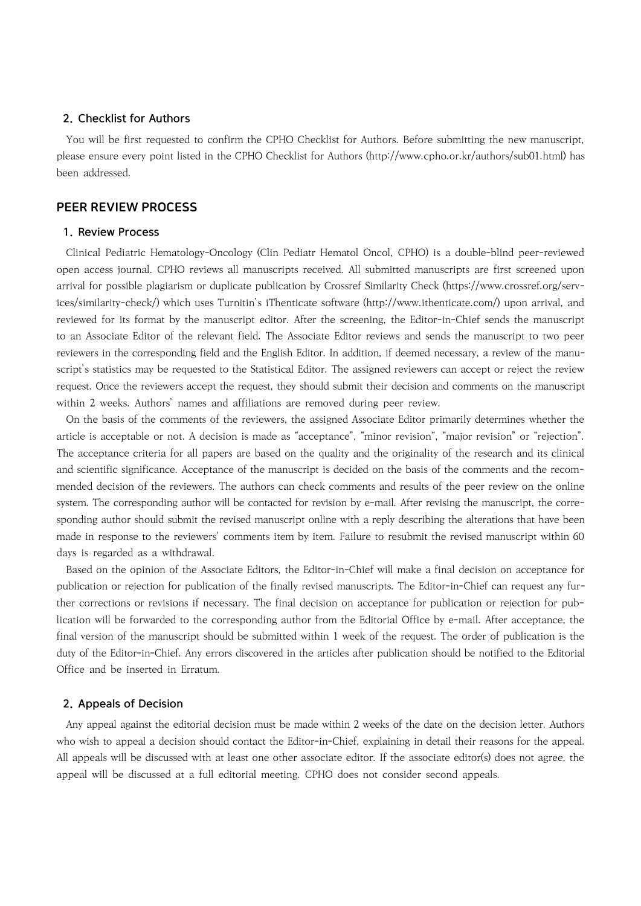### 2. Checklist for Authors

You will be first requested to confirm the CPHO Checklist for Authors. Before submitting the new manuscript, please ensure every point listed in the CPHO Checklist for Authors (http://www.cpho.or.kr/authors/sub01.html) has been addressed.

## PEER REVIEW PROCESS

### 1. Review Process

Clinical Pediatric Hematology-Oncology (Clin Pediatr Hematol Oncol, CPHO) is a double-blind peer-reviewed open access journal. CPHO reviews all manuscripts received. All submitted manuscripts are first screened upon arrival for possible plagiarism or duplicate publication by Crossref Similarity Check (https://www.crossref.org/services/similarity-check/) which uses Turnitin's iThenticate software (http://www.ithenticate.com/) upon arrival, and reviewed for its format by the manuscript editor. After the screening, the Editor-in-Chief sends the manuscript to an Associate Editor of the relevant field. The Associate Editor reviews and sends the manuscript to two peer reviewers in the corresponding field and the English Editor. In addition, if deemed necessary, a review of the manuscript's statistics may be requested to the Statistical Editor. The assigned reviewers can accept or reject the review request. Once the reviewers accept the request, they should submit their decision and comments on the manuscript within 2 weeks. Authors' names and affiliations are removed during peer review.

On the basis of the comments of the reviewers, the assigned Associate Editor primarily determines whether the article is acceptable or not. A decision is made as "acceptance", "minor revision", "major revision" or "rejection". The acceptance criteria for all papers are based on the quality and the originality of the research and its clinical and scientific significance. Acceptance of the manuscript is decided on the basis of the comments and the recommended decision of the reviewers. The authors can check comments and results of the peer review on the online system. The corresponding author will be contacted for revision by e-mail. After revising the manuscript, the corresponding author should submit the revised manuscript online with a reply describing the alterations that have been made in response to the reviewers' comments item by item. Failure to resubmit the revised manuscript within 60 days is regarded as a withdrawal.

Based on the opinion of the Associate Editors, the Editor-in-Chief will make a final decision on acceptance for publication or rejection for publication of the finally revised manuscripts. The Editor-in-Chief can request any further corrections or revisions if necessary. The final decision on acceptance for publication or rejection for publication will be forwarded to the corresponding author from the Editorial Office by e-mail. After acceptance, the final version of the manuscript should be submitted within 1 week of the request. The order of publication is the duty of the Editor-in-Chief. Any errors discovered in the articles after publication should be notified to the Editorial Office and be inserted in Erratum.

### 2. Appeals of Decision

Any appeal against the editorial decision must be made within 2 weeks of the date on the decision letter. Authors who wish to appeal a decision should contact the Editor-in-Chief, explaining in detail their reasons for the appeal. All appeals will be discussed with at least one other associate editor. If the associate editor(s) does not agree, the appeal will be discussed at a full editorial meeting. CPHO does not consider second appeals.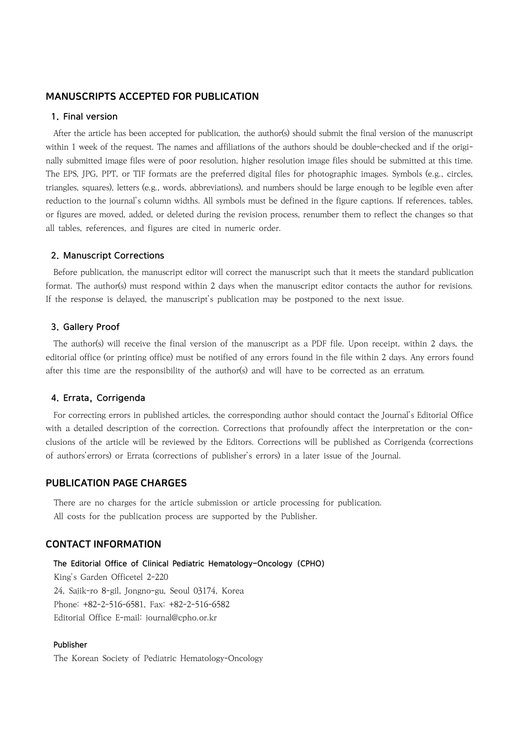## MANUSCRIPTS ACCEPTED FOR PUBLICATION

### 1. Final version

After the article has been accepted for publication, the author(s) should submit the final version of the manuscript within 1 week of the request. The names and affiliations of the authors should be double-checked and if the originally submitted image files were of poor resolution, higher resolution image files should be submitted at this time. The EPS, JPG, PPT, or TIF formats are the preferred digital files for photographic images. Symbols (e.g., circles, triangles, squares), letters (e.g., words, abbreviations), and numbers should be large enough to be legible even after reduction to the journal's column widths. All symbols must be defined in the figure captions. If references, tables, or figures are moved, added, or deleted during the revision process, renumber them to reflect the changes so that all tables, references, and figures are cited in numeric order.

### 2. Manuscript Corrections

Before publication, the manuscript editor will correct the manuscript such that it meets the standard publication format. The author(s) must respond within 2 days when the manuscript editor contacts the author for revisions. If the response is delayed, the manuscript's publication may be postponed to the next issue.

### 3. Gallery Proof

The author(s) will receive the final version of the manuscript as a PDF file. Upon receipt, within 2 days, the editorial office (or printing office) must be notified of any errors found in the file within 2 days. Any errors found after this time are the responsibility of the author(s) and will have to be corrected as an erratum.

### 4. Errata, Corrigenda

For correcting errors in published articles, the corresponding author should contact the Journal's Editorial Office with a detailed description of the correction. Corrections that profoundly affect the interpretation or the conclusions of the article will be reviewed by the Editors. Corrections will be published as Corrigenda (corrections of authors'errors) or Errata (corrections of publisher's errors) in a later issue of the Journal.

## PUBLICATION PAGE CHARGES

There are no charges for the article submission or article processing for publication.
All costs for the publication process are supported by the Publisher.

## CONTACT INFORMATION

**The Editorial Office of Clinical Pediatric Hematology-Oncology (CPHO)**
King's Garden Officetel 2-220
24, Sajik-ro 8-gil, Jongno-gu, Seoul 03174, Korea
Phone: +82-2-516-6581, Fax: +82-2-516-6582
Editorial Office E-mail: journal@cpho.or.kr

**Publisher**
The Korean Society of Pediatric Hematology-Oncology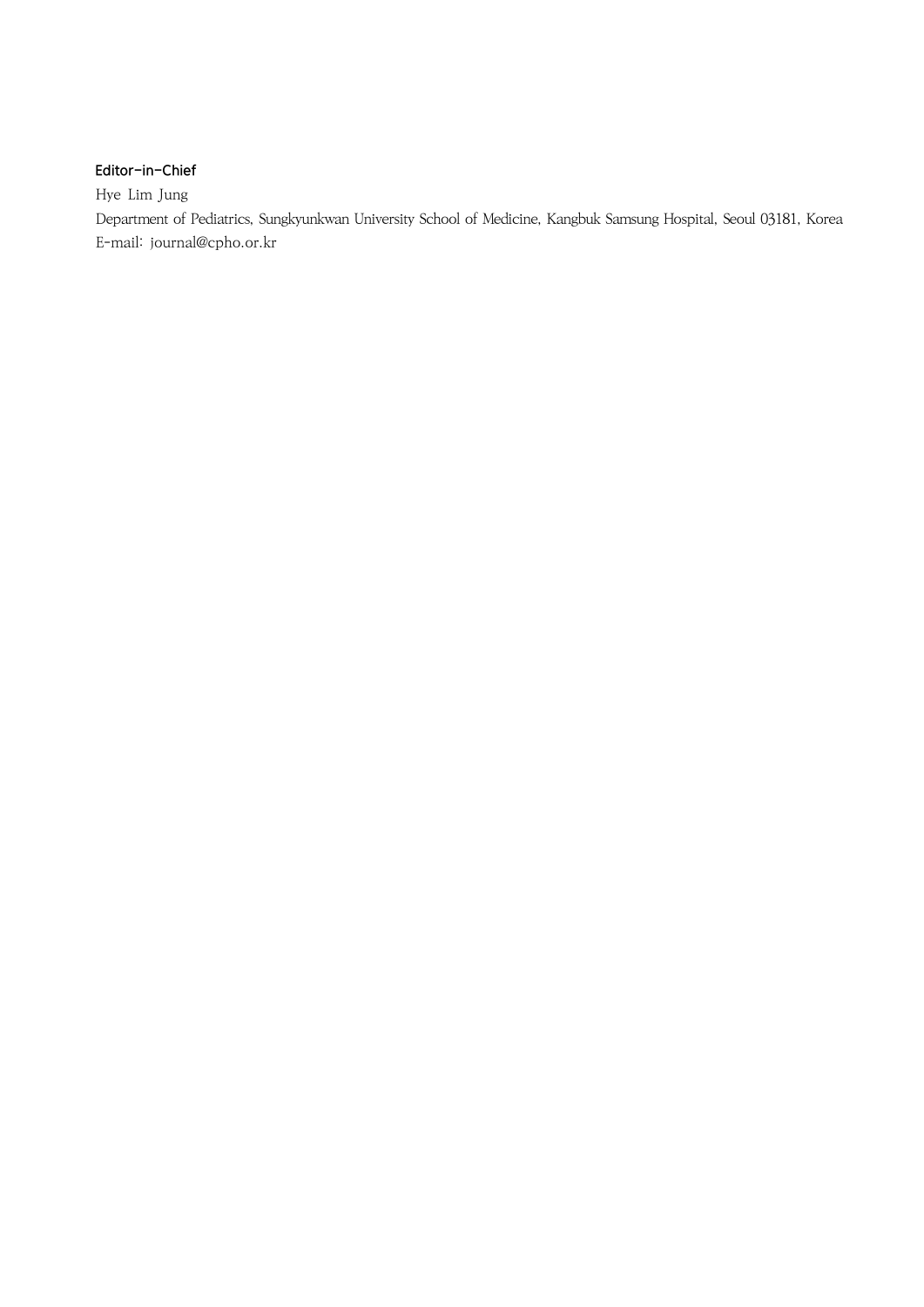**Editor-in-Chief**

Hye Lim Jung

Department of Pediatrics, Sungkyunkwan University School of Medicine, Kangbuk Samsung Hospital, Seoul 03181, Korea

E-mail: journal@cpho.or.kr